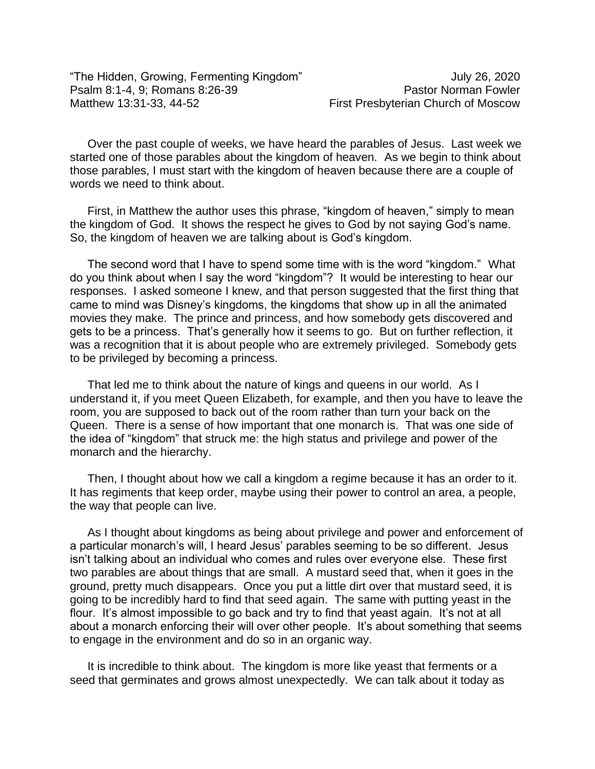"The Hidden, Growing, Fermenting Kingdom" July 26, 2020
Psalm 8:1-4, 9; Romans 8:26-39 Pastor Norman Fowler
Matthew 13:31-33, 44-52 First Presbyterian Church of Moscow

Over the past couple of weeks, we have heard the parables of Jesus. Last week we started one of those parables about the kingdom of heaven. As we begin to think about those parables, I must start with the kingdom of heaven because there are a couple of words we need to think about.

First, in Matthew the author uses this phrase, "kingdom of heaven," simply to mean the kingdom of God. It shows the respect he gives to God by not saying God's name. So, the kingdom of heaven we are talking about is God's kingdom.

The second word that I have to spend some time with is the word "kingdom." What do you think about when I say the word "kingdom"? It would be interesting to hear our responses. I asked someone I knew, and that person suggested that the first thing that came to mind was Disney's kingdoms, the kingdoms that show up in all the animated movies they make. The prince and princess, and how somebody gets discovered and gets to be a princess. That's generally how it seems to go. But on further reflection, it was a recognition that it is about people who are extremely privileged. Somebody gets to be privileged by becoming a princess.

That led me to think about the nature of kings and queens in our world. As I understand it, if you meet Queen Elizabeth, for example, and then you have to leave the room, you are supposed to back out of the room rather than turn your back on the Queen. There is a sense of how important that one monarch is. That was one side of the idea of "kingdom" that struck me: the high status and privilege and power of the monarch and the hierarchy.

Then, I thought about how we call a kingdom a regime because it has an order to it. It has regiments that keep order, maybe using their power to control an area, a people, the way that people can live.

As I thought about kingdoms as being about privilege and power and enforcement of a particular monarch's will, I heard Jesus' parables seeming to be so different. Jesus isn't talking about an individual who comes and rules over everyone else. These first two parables are about things that are small. A mustard seed that, when it goes in the ground, pretty much disappears. Once you put a little dirt over that mustard seed, it is going to be incredibly hard to find that seed again. The same with putting yeast in the flour. It's almost impossible to go back and try to find that yeast again. It's not at all about a monarch enforcing their will over other people. It's about something that seems to engage in the environment and do so in an organic way.

It is incredible to think about. The kingdom is more like yeast that ferments or a seed that germinates and grows almost unexpectedly. We can talk about it today as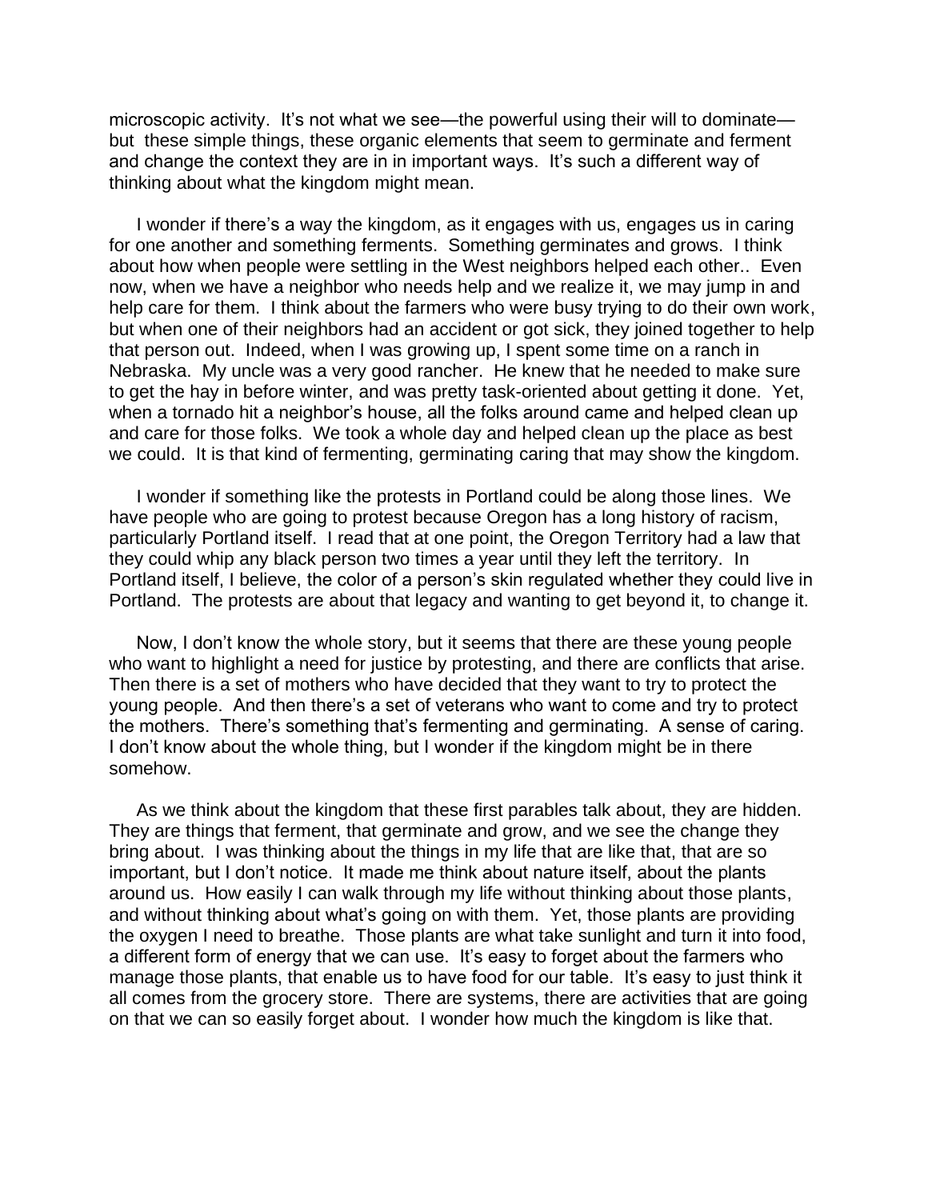microscopic activity. It's not what we see—the powerful using their will to dominate—but these simple things, these organic elements that seem to germinate and ferment and change the context they are in in important ways. It's such a different way of thinking about what the kingdom might mean.

I wonder if there's a way the kingdom, as it engages with us, engages us in caring for one another and something ferments. Something germinates and grows. I think about how when people were settling in the West neighbors helped each other.. Even now, when we have a neighbor who needs help and we realize it, we may jump in and help care for them. I think about the farmers who were busy trying to do their own work, but when one of their neighbors had an accident or got sick, they joined together to help that person out. Indeed, when I was growing up, I spent some time on a ranch in Nebraska. My uncle was a very good rancher. He knew that he needed to make sure to get the hay in before winter, and was pretty task-oriented about getting it done. Yet, when a tornado hit a neighbor's house, all the folks around came and helped clean up and care for those folks. We took a whole day and helped clean up the place as best we could. It is that kind of fermenting, germinating caring that may show the kingdom.

I wonder if something like the protests in Portland could be along those lines. We have people who are going to protest because Oregon has a long history of racism, particularly Portland itself. I read that at one point, the Oregon Territory had a law that they could whip any black person two times a year until they left the territory. In Portland itself, I believe, the color of a person's skin regulated whether they could live in Portland. The protests are about that legacy and wanting to get beyond it, to change it.

Now, I don't know the whole story, but it seems that there are these young people who want to highlight a need for justice by protesting, and there are conflicts that arise. Then there is a set of mothers who have decided that they want to try to protect the young people. And then there's a set of veterans who want to come and try to protect the mothers. There's something that's fermenting and germinating. A sense of caring. I don't know about the whole thing, but I wonder if the kingdom might be in there somehow.

As we think about the kingdom that these first parables talk about, they are hidden. They are things that ferment, that germinate and grow, and we see the change they bring about. I was thinking about the things in my life that are like that, that are so important, but I don't notice. It made me think about nature itself, about the plants around us. How easily I can walk through my life without thinking about those plants, and without thinking about what's going on with them. Yet, those plants are providing the oxygen I need to breathe. Those plants are what take sunlight and turn it into food, a different form of energy that we can use. It's easy to forget about the farmers who manage those plants, that enable us to have food for our table. It's easy to just think it all comes from the grocery store. There are systems, there are activities that are going on that we can so easily forget about. I wonder how much the kingdom is like that.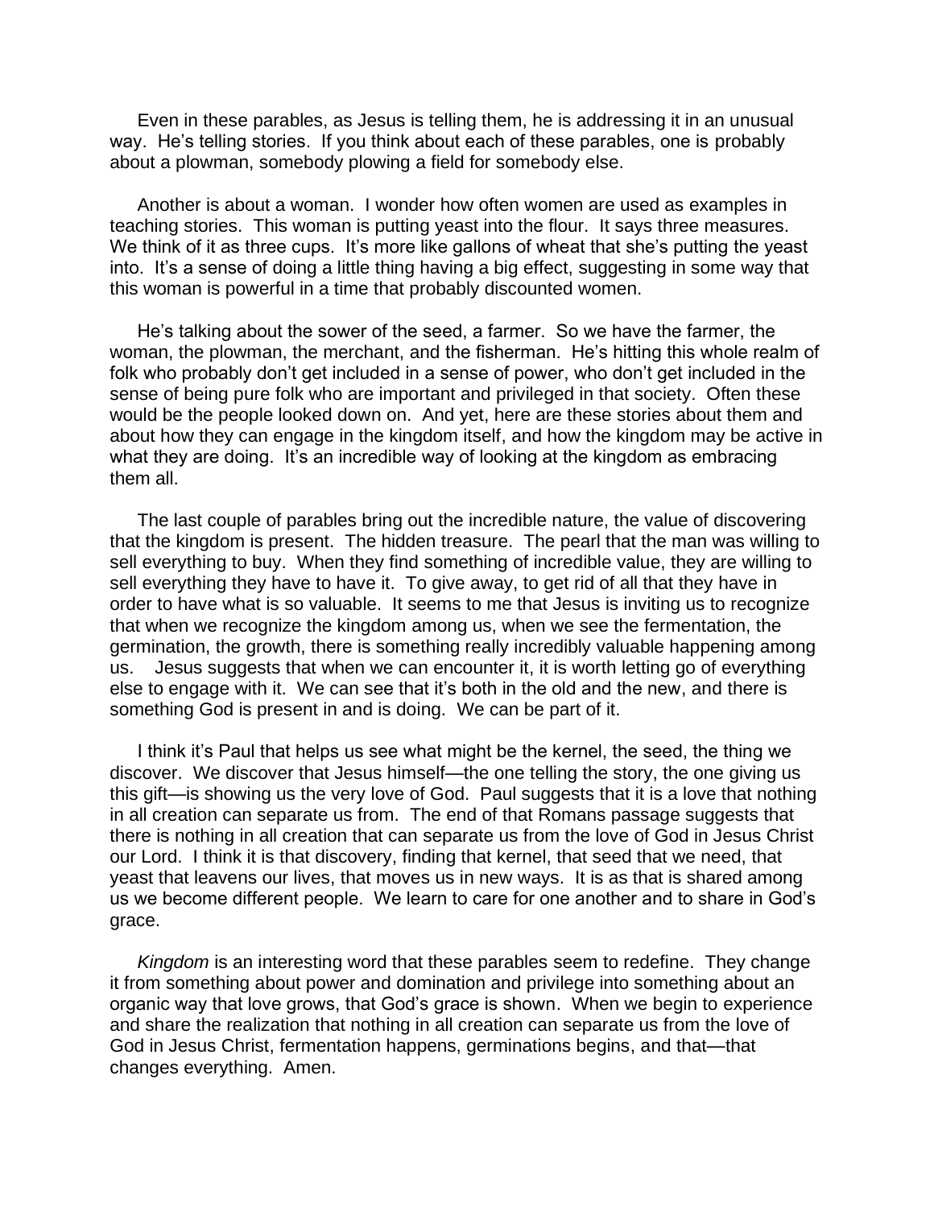Even in these parables, as Jesus is telling them, he is addressing it in an unusual way. He's telling stories. If you think about each of these parables, one is probably about a plowman, somebody plowing a field for somebody else.

Another is about a woman. I wonder how often women are used as examples in teaching stories. This woman is putting yeast into the flour. It says three measures. We think of it as three cups. It's more like gallons of wheat that she's putting the yeast into. It's a sense of doing a little thing having a big effect, suggesting in some way that this woman is powerful in a time that probably discounted women.

He's talking about the sower of the seed, a farmer. So we have the farmer, the woman, the plowman, the merchant, and the fisherman. He's hitting this whole realm of folk who probably don't get included in a sense of power, who don't get included in the sense of being pure folk who are important and privileged in that society. Often these would be the people looked down on. And yet, here are these stories about them and about how they can engage in the kingdom itself, and how the kingdom may be active in what they are doing. It's an incredible way of looking at the kingdom as embracing them all.

The last couple of parables bring out the incredible nature, the value of discovering that the kingdom is present. The hidden treasure. The pearl that the man was willing to sell everything to buy. When they find something of incredible value, they are willing to sell everything they have to have it. To give away, to get rid of all that they have in order to have what is so valuable. It seems to me that Jesus is inviting us to recognize that when we recognize the kingdom among us, when we see the fermentation, the germination, the growth, there is something really incredibly valuable happening among us. Jesus suggests that when we can encounter it, it is worth letting go of everything else to engage with it. We can see that it's both in the old and the new, and there is something God is present in and is doing. We can be part of it.

I think it's Paul that helps us see what might be the kernel, the seed, the thing we discover. We discover that Jesus himself—the one telling the story, the one giving us this gift—is showing us the very love of God. Paul suggests that it is a love that nothing in all creation can separate us from. The end of that Romans passage suggests that there is nothing in all creation that can separate us from the love of God in Jesus Christ our Lord. I think it is that discovery, finding that kernel, that seed that we need, that yeast that leavens our lives, that moves us in new ways. It is as that is shared among us we become different people. We learn to care for one another and to share in God's grace.

*Kingdom* is an interesting word that these parables seem to redefine. They change it from something about power and domination and privilege into something about an organic way that love grows, that God's grace is shown. When we begin to experience and share the realization that nothing in all creation can separate us from the love of God in Jesus Christ, fermentation happens, germinations begins, and that—that changes everything. Amen.